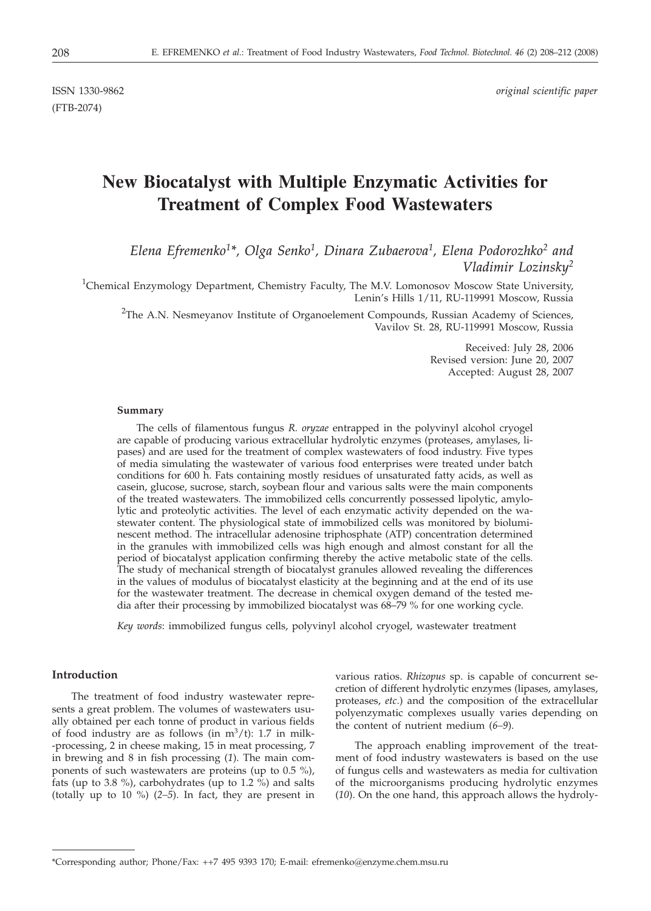ISSN 1330-9862 *original scientific paper*
(FTB-2074)

# New Biocatalyst with Multiple Enzymatic Activities for Treatment of Complex Food Wastewaters

*Elena Efremenko[1]\*, Olga Senko[1], Dinara Zubaerova[1], Elena Podorozhko[2] and Vladimir Lozinsky[2]*

[1]Chemical Enzymology Department, Chemistry Faculty, The M.V. Lomonosov Moscow State University, Lenin's Hills 1/11, RU-119991 Moscow, Russia

[2]The A.N. Nesmeyanov Institute of Organoelement Compounds, Russian Academy of Sciences, Vavilov St. 28, RU-119991 Moscow, Russia

Received: July 28, 2006
Revised version: June 20, 2007
Accepted: August 28, 2007

#### Summary

The cells of filamentous fungus *R. oryzae* entrapped in the polyvinyl alcohol cryogel are capable of producing various extracellular hydrolytic enzymes (proteases, amylases, lipases) and are used for the treatment of complex wastewaters of food industry. Five types of media simulating the wastewater of various food enterprises were treated under batch conditions for 600 h. Fats containing mostly residues of unsaturated fatty acids, as well as casein, glucose, sucrose, starch, soybean flour and various salts were the main components of the treated wastewaters. The immobilized cells concurrently possessed lipolytic, amylolytic and proteolytic activities. The level of each enzymatic activity depended on the wastewater content. The physiological state of immobilized cells was monitored by bioluminescent method. The intracellular adenosine triphosphate (ATP) concentration determined in the granules with immobilized cells was high enough and almost constant for all the period of biocatalyst application confirming thereby the active metabolic state of the cells. The study of mechanical strength of biocatalyst granules allowed revealing the differences in the values of modulus of biocatalyst elasticity at the beginning and at the end of its use for the wastewater treatment. The decrease in chemical oxygen demand of the tested media after their processing by immobilized biocatalyst was 68–79 % for one working cycle.

*Key words*: immobilized fungus cells, polyvinyl alcohol cryogel, wastewater treatment

#### Introduction

The treatment of food industry wastewater represents a great problem. The volumes of wastewaters usually obtained per each tonne of product in various fields of food industry are as follows (in $m^3$/t): 1.7 in milk-processing, 2 in cheese making, 15 in meat processing, 7 in brewing and 8 in fish processing (*1*). The main components of such wastewaters are proteins (up to 0.5 %), fats (up to 3.8 %), carbohydrates (up to 1.2 %) and salts (totally up to 10 %) (*2–5*). In fact, they are present in various ratios. *Rhizopus* sp. is capable of concurrent secretion of different hydrolytic enzymes (lipases, amylases, proteases, *etc.*) and the composition of the extracellular polyenzymatic complexes usually varies depending on the content of nutrient medium (*6–9*).

The approach enabling improvement of the treatment of food industry wastewaters is based on the use of fungus cells and wastewaters as media for cultivation of the microorganisms producing hydrolytic enzymes (*10*). On the one hand, this approach allows the hydroly-

\*Corresponding author; Phone/Fax: ++7 495 9393 170; E-mail: efremenko@enzyme.chem.msu.ru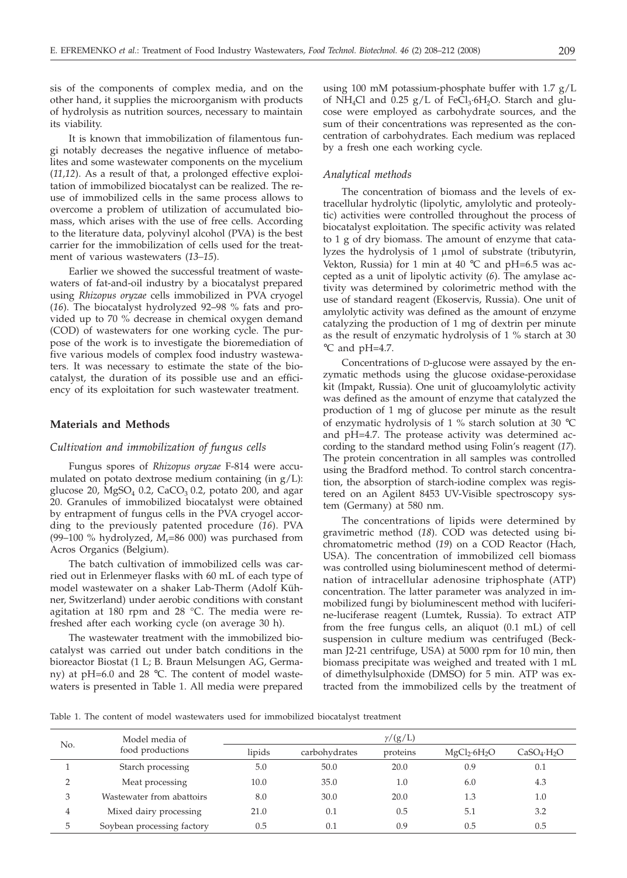sis of the components of complex media, and on the other hand, it supplies the microorganism with products of hydrolysis as nutrition sources, necessary to maintain its viability.

It is known that immobilization of filamentous fungi notably decreases the negative influence of metabolites and some wastewater components on the mycelium (*11,12*). As a result of that, a prolonged effective exploitation of immobilized biocatalyst can be realized. The reuse of immobilized cells in the same process allows to overcome a problem of utilization of accumulated biomass, which arises with the use of free cells. According to the literature data, polyvinyl alcohol (PVA) is the best carrier for the immobilization of cells used for the treatment of various wastewaters (*13–15*).

Earlier we showed the successful treatment of wastewaters of fat-and-oil industry by a biocatalyst prepared using *Rhizopus oryzae* cells immobilized in PVA cryogel (*16*). The biocatalyst hydrolyzed 92–98 % fats and provided up to 70 % decrease in chemical oxygen demand (COD) of wastewaters for one working cycle. The purpose of the work is to investigate the bioremediation of five various models of complex food industry wastewaters. It was necessary to estimate the state of the biocatalyst, the duration of its possible use and an efficiency of its exploitation for such wastewater treatment.

## Materials and Methods

### *Cultivation and immobilization of fungus cells*

Fungus spores of *Rhizopus oryzae* F-814 were accumulated on potato dextrose medium containing (in g/L): glucose 20, $MgSO_4$ 0.2, $CaCO_3$ 0.2, potato 200, and agar 20. Granules of immobilized biocatalyst were obtained by entrapment of fungus cells in the PVA cryogel according to the previously patented procedure (*16*). PVA (99–100 % hydrolyzed, $M_r$=86 000) was purchased from Acros Organics (Belgium).

The batch cultivation of immobilized cells was carried out in Erlenmeyer flasks with 60 mL of each type of model wastewater on a shaker Lab-Therm (Adolf Kühner, Switzerland) under aerobic conditions with constant agitation at 180 rpm and 28 °C. The media were refreshed after each working cycle (on average 30 h).

The wastewater treatment with the immobilized biocatalyst was carried out under batch conditions in the bioreactor Biostat (1 L; B. Braun Melsungen AG, Germany) at pH=6.0 and 28 °C. The content of model wastewaters is presented in Table 1. All media were prepared using 100 mM potassium-phosphate buffer with 1.7 g/L of $NH_4Cl$ and 0.25 g/L of $FeCl_3·6H_2O$. Starch and glucose were employed as carbohydrate sources, and the sum of their concentrations was represented as the concentration of carbohydrates. Each medium was replaced by a fresh one each working cycle.

### *Analytical methods*

The concentration of biomass and the levels of extracellular hydrolytic (lipolytic, amylolytic and proteolytic) activities were controlled throughout the process of biocatalyst exploitation. The specific activity was related to 1 g of dry biomass. The amount of enzyme that catalyzes the hydrolysis of 1 μmol of substrate (tributyrin, Vekton, Russia) for 1 min at 40 °C and pH=6.5 was accepted as a unit of lipolytic activity (*6*). The amylase activity was determined by colorimetric method with the use of standard reagent (Ekoservis, Russia). One unit of amylolytic activity was defined as the amount of enzyme catalyzing the production of 1 mg of dextrin per minute as the result of enzymatic hydrolysis of 1 % starch at 30 °C and pH=4.7.

Concentrations of D-glucose were assayed by the enzymatic methods using the glucose oxidase-peroxidase kit (Impakt, Russia). One unit of glucoamylolytic activity was defined as the amount of enzyme that catalyzed the production of 1 mg of glucose per minute as the result of enzymatic hydrolysis of 1 % starch solution at 30 °C and pH=4.7. The protease activity was determined according to the standard method using Folin's reagent (*17*). The protein concentration in all samples was controlled using the Bradford method. To control starch concentration, the absorption of starch-iodine complex was registered on an Agilent 8453 UV-Visible spectroscopy system (Germany) at 580 nm.

The concentrations of lipids were determined by gravimetric method (*18*). COD was detected using bichromatometric method (*19*) on a COD Reactor (Hach, USA). The concentration of immobilized cell biomass was controlled using bioluminescent method of determination of intracellular adenosine triphosphate (ATP) concentration. The latter parameter was analyzed in immobilized fungi by bioluminescent method with luciferine-luciferase reagent (Lumtek, Russia). To extract ATP from the free fungus cells, an aliquot (0.1 mL) of cell suspension in culture medium was centrifuged (Beckman J2-21 centrifuge, USA) at 5000 rpm for 10 min, then biomass precipitate was weighed and treated with 1 mL of dimethylsulphoxide (DMSO) for 5 min. ATP was extracted from the immobilized cells by the treatment of

Table 1. The content of model wastewaters used for immobilized biocatalyst treatment

| No. | Model media of food productions | $\gamma$/(g/L) | | | | |
|---|---|---|---|---|---|---|
| | | lipids | carbohydrates | proteins | $MgCl_2·6H_2O$ | $CaSO_4·H_2O$ |
| 1 | Starch processing | 5.0 | 50.0 | 20.0 | 0.9 | 0.1 |
| 2 | Meat processing | 10.0 | 35.0 | 1.0 | 6.0 | 4.3 |
| 3 | Wastewater from abattoirs | 8.0 | 30.0 | 20.0 | 1.3 | 1.0 |
| 4 | Mixed dairy processing | 21.0 | 0.1 | 0.5 | 5.1 | 3.2 |
| 5 | Soybean processing factory | 0.5 | 0.1 | 0.9 | 0.5 | 0.5 |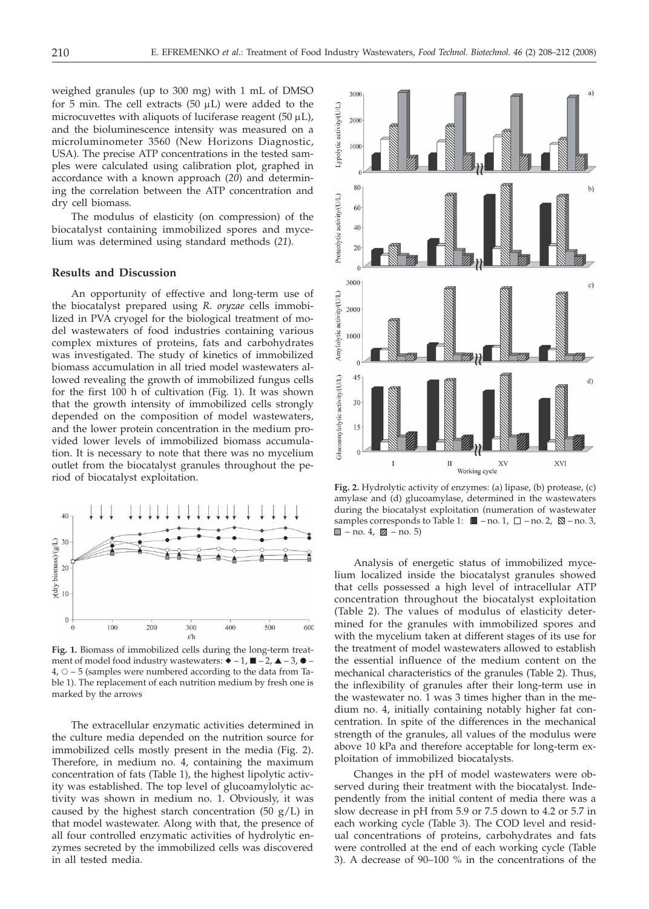weighed granules (up to 300 mg) with 1 mL of DMSO for 5 min. The cell extracts (50 μL) were added to the microcuvettes with aliquots of luciferase reagent (50 μL), and the bioluminescence intensity was measured on a microluminometer 3560 (New Horizons Diagnostic, USA). The precise ATP concentrations in the tested samples were calculated using calibration plot, graphed in accordance with a known approach (*20*) and determining the correlation between the ATP concentration and dry cell biomass.

The modulus of elasticity (on compression) of the biocatalyst containing immobilized spores and mycelium was determined using standard methods (*21*).

## Results and Discussion

An opportunity of effective and long-term use of the biocatalyst prepared using *R. oryzae* cells immobilized in PVA cryogel for the biological treatment of model wastewaters of food industries containing various complex mixtures of proteins, fats and carbohydrates was investigated. The study of kinetics of immobilized biomass accumulation in all tried model wastewaters allowed revealing the growth of immobilized fungus cells for the first 100 h of cultivation (Fig. 1). It was shown that the growth intensity of immobilized cells strongly depended on the composition of model wastewaters, and the lower protein concentration in the medium provided lower levels of immobilized biomass accumulation. It is necessary to note that there was no mycelium outlet from the biocatalyst granules throughout the period of biocatalyst exploitation.

**Fig. 1.** Biomass of immobilized cells during the long-term treatment of model food industry wastewaters: ◆ – 1, ■ – 2, ▲ – 3, ● – 4, ○ – 5 (samples were numbered according to the data from Table 1). The replacement of each nutrition medium by fresh one is marked by the arrows

The extracellular enzymatic activities determined in the culture media depended on the nutrition source for immobilized cells mostly present in the media (Fig. 2). Therefore, in medium no. 4, containing the maximum concentration of fats (Table 1), the highest lipolytic activity was established. The top level of glucoamylolytic activity was shown in medium no. 1. Obviously, it was caused by the highest starch concentration (50 g/L) in that model wastewater. Along with that, the presence of all four controlled enzymatic activities of hydrolytic enzymes secreted by the immobilized cells was discovered in all tested media.

**Fig. 2.** Hydrolytic activity of enzymes: (a) lipase, (b) protease, (c) amylase and (d) glucoamylase, determined in the wastewaters during the biocatalyst exploitation (numeration of wastewater samples corresponds to Table 1: ■ – no. 1, □ – no. 2, ▧ – no. 3, ■ – no. 4, ▨ – no. 5)

Analysis of energetic status of immobilized mycelium localized inside the biocatalyst granules showed that cells possessed a high level of intracellular ATP concentration throughout the biocatalyst exploitation (Table 2). The values of modulus of elasticity determined for the granules with immobilized spores and with the mycelium taken at different stages of its use for the treatment of model wastewaters allowed to establish the essential influence of the medium content on the mechanical characteristics of the granules (Table 2). Thus, the inflexibility of granules after their long-term use in the wastewater no. 1 was 3 times higher than in the medium no. 4, initially containing notably higher fat concentration. In spite of the differences in the mechanical strength of the granules, all values of the modulus were above 10 kPa and therefore acceptable for long-term exploitation of immobilized biocatalysts.

Changes in the pH of model wastewaters were observed during their treatment with the biocatalyst. Independently from the initial content of media there was a slow decrease in pH from 5.9 or 7.5 down to 4.2 or 5.7 in each working cycle (Table 3). The COD level and residual concentrations of proteins, carbohydrates and fats were controlled at the end of each working cycle (Table 3). A decrease of 90–100 % in the concentrations of the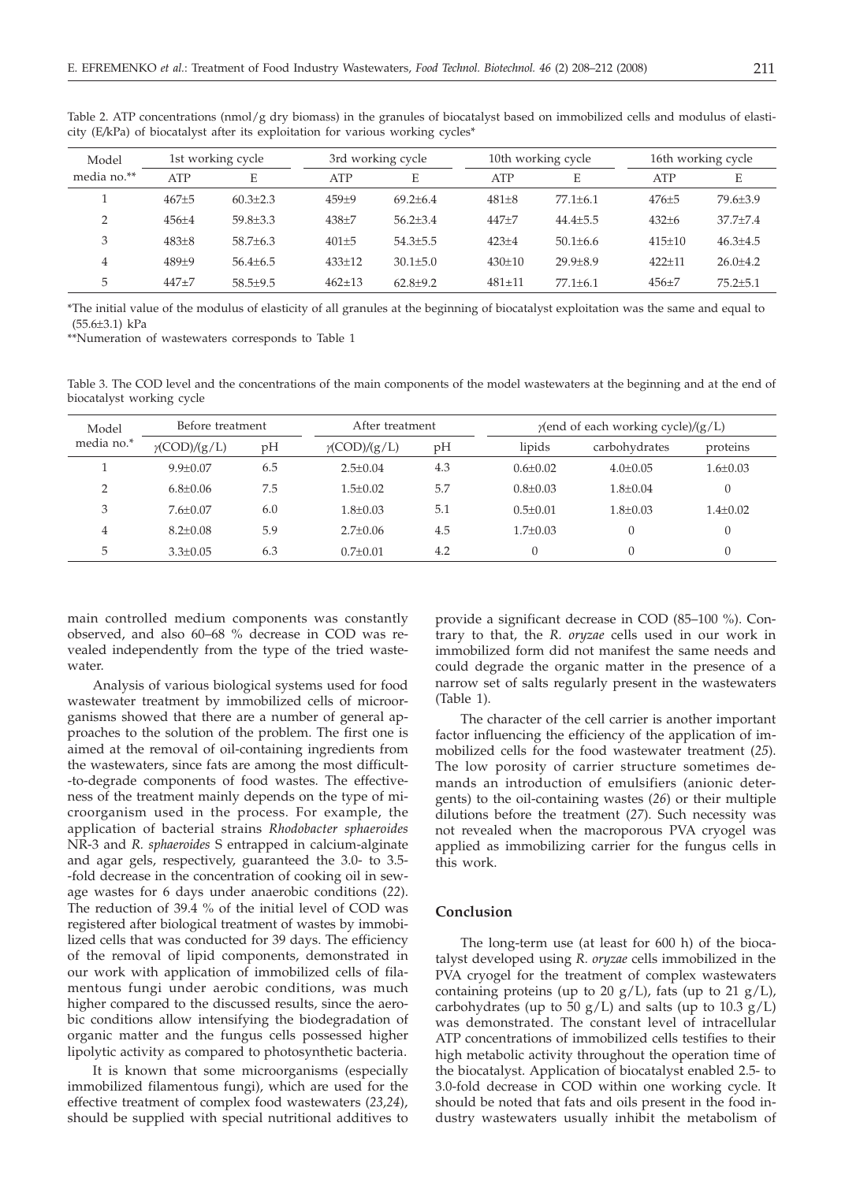Table 2. ATP concentrations (nmol/g dry biomass) in the granules of biocatalyst based on immobilized cells and modulus of elasticity (E/kPa) of biocatalyst after its exploitation for various working cycles*

| Model media no.** | 1st working cycle | | 3rd working cycle | | 10th working cycle | | 16th working cycle | |
|---|---|---|---|---|---|---|---|---|
| | ATP | E | ATP | E | ATP | E | ATP | E |
| 1 | 467±5 | 60.3±2.3 | 459±9 | 69.2±6.4 | 481±8 | 77.1±6.1 | 476±5 | 79.6±3.9 |
| 2 | 456±4 | 59.8±3.3 | 438±7 | 56.2±3.4 | 447±7 | 44.4±5.5 | 432±6 | 37.7±7.4 |
| 3 | 483±8 | 58.7±6.3 | 401±5 | 54.3±5.5 | 423±4 | 50.1±6.6 | 415±10 | 46.3±4.5 |
| 4 | 489±9 | 56.4±6.5 | 433±12 | 30.1±5.0 | 430±10 | 29.9±8.9 | 422±11 | 26.0±4.2 |
| 5 | 447±7 | 58.5±9.5 | 462±13 | 62.8±9.2 | 481±11 | 77.1±6.1 | 456±7 | 75.2±5.1 |

*The initial value of the modulus of elasticity of all granules at the beginning of biocatalyst exploitation was the same and equal to (55.6±3.1) kPa

**Numeration of wastewaters corresponds to Table 1

Table 3. The COD level and the concentrations of the main components of the model wastewaters at the beginning and at the end of biocatalyst working cycle

| Model media no.* | Before treatment | | After treatment | | $\gamma$(end of each working cycle)/(g/L) | | |
|---|---|---|---|---|---|---|---|
| | $\gamma$(COD)/(g/L) | pH | $\gamma$(COD)/(g/L) | pH | lipids | carbohydrates | proteins |
| 1 | 9.9±0.07 | 6.5 | 2.5±0.04 | 4.3 | 0.6±0.02 | 4.0±0.05 | 1.6±0.03 |
| 2 | 6.8±0.06 | 7.5 | 1.5±0.02 | 5.7 | 0.8±0.03 | 1.8±0.04 | 0 |
| 3 | 7.6±0.07 | 6.0 | 1.8±0.03 | 5.1 | 0.5±0.01 | 1.8±0.03 | 1.4±0.02 |
| 4 | 8.2±0.08 | 5.9 | 2.7±0.06 | 4.5 | 1.7±0.03 | 0 | 0 |
| 5 | 3.3±0.05 | 6.3 | 0.7±0.01 | 4.2 | 0 | 0 | 0 |

main controlled medium components was constantly observed, and also 60–68 % decrease in COD was revealed independently from the type of the tried wastewater.

Analysis of various biological systems used for food wastewater treatment by immobilized cells of microorganisms showed that there are a number of general approaches to the solution of the problem. The first one is aimed at the removal of oil-containing ingredients from the wastewaters, since fats are among the most difficult-to-degrade components of food wastes. The effectiveness of the treatment mainly depends on the type of microorganism used in the process. For example, the application of bacterial strains *Rhodobacter sphaeroides* NR-3 and *R. sphaeroides* S entrapped in calcium-alginate and agar gels, respectively, guaranteed the 3.0- to 3.5-fold decrease in the concentration of cooking oil in sewage wastes for 6 days under anaerobic conditions (*22*). The reduction of 39.4 % of the initial level of COD was registered after biological treatment of wastes by immobilized cells that was conducted for 39 days. The efficiency of the removal of lipid components, demonstrated in our work with application of immobilized cells of filamentous fungi under aerobic conditions, was much higher compared to the discussed results, since the aerobic conditions allow intensifying the biodegradation of organic matter and the fungus cells possessed higher lipolytic activity as compared to photosynthetic bacteria.

It is known that some microorganisms (especially immobilized filamentous fungi), which are used for the effective treatment of complex food wastewaters (*23,24*), should be supplied with special nutritional additives to provide a significant decrease in COD (85–100 %). Contrary to that, the *R. oryzae* cells used in our work in immobilized form did not manifest the same needs and could degrade the organic matter in the presence of a narrow set of salts regularly present in the wastewaters (Table 1).

The character of the cell carrier is another important factor influencing the efficiency of the application of immobilized cells for the food wastewater treatment (*25*). The low porosity of carrier structure sometimes demands an introduction of emulsifiers (anionic detergents) to the oil-containing wastes (*26*) or their multiple dilutions before the treatment (*27*). Such necessity was not revealed when the macroporous PVA cryogel was applied as immobilizing carrier for the fungus cells in this work.

## Conclusion

The long-term use (at least for 600 h) of the biocatalyst developed using *R. oryzae* cells immobilized in the PVA cryogel for the treatment of complex wastewaters containing proteins (up to 20 g/L), fats (up to 21 g/L), carbohydrates (up to 50 g/L) and salts (up to 10.3 g/L) was demonstrated. The constant level of intracellular ATP concentrations of immobilized cells testifies to their high metabolic activity throughout the operation time of the biocatalyst. Application of biocatalyst enabled 2.5- to 3.0-fold decrease in COD within one working cycle. It should be noted that fats and oils present in the food industry wastewaters usually inhibit the metabolism of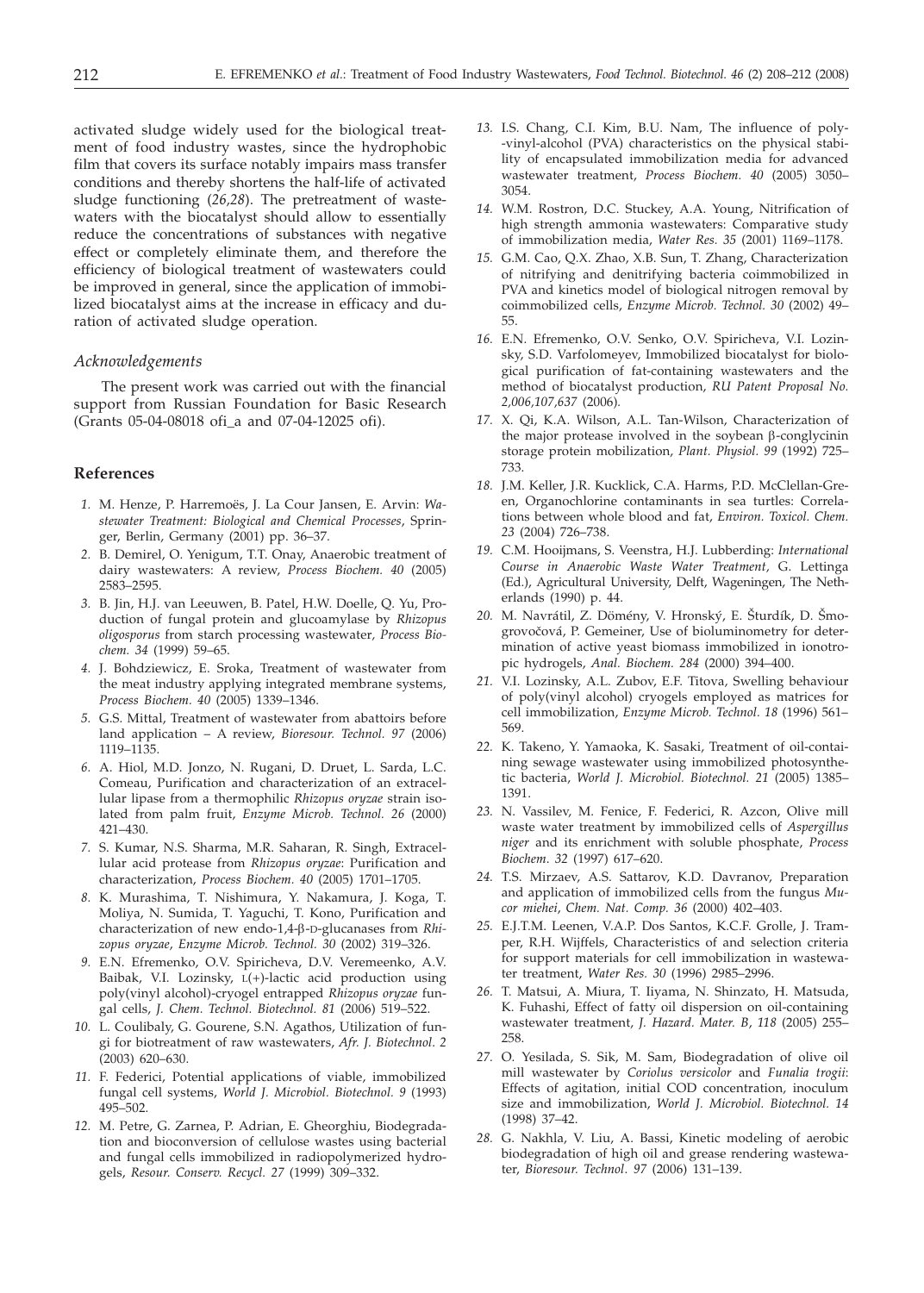activated sludge widely used for the biological treatment of food industry wastes, since the hydrophobic film that covers its surface notably impairs mass transfer conditions and thereby shortens the half-life of activated sludge functioning (*26,28*). The pretreatment of wastewaters with the biocatalyst should allow to essentially reduce the concentrations of substances with negative effect or completely eliminate them, and therefore the efficiency of biological treatment of wastewaters could be improved in general, since the application of immobilized biocatalyst aims at the increase in efficacy and duration of activated sludge operation.

### *Acknowledgements*

The present work was carried out with the financial support from Russian Foundation for Basic Research (Grants 05-04-08018 ofi_a and 07-04-12025 ofi).

## References

*1.* M. Henze, P. Harremoës, J. La Cour Jansen, E. Arvin: *Wastewater Treatment: Biological and Chemical Processes*, Springer, Berlin, Germany (2001) pp. 36–37.

*2.* B. Demirel, O. Yenigum, T.T. Onay, Anaerobic treatment of dairy wastewaters: A review, *Process Biochem. 40* (2005) 2583–2595.

*3.* B. Jin, H.J. van Leeuwen, B. Patel, H.W. Doelle, Q. Yu, Production of fungal protein and glucoamylase by *Rhizopus oligosporus* from starch processing wastewater, *Process Biochem. 34* (1999) 59–65.

*4.* J. Bohdziewicz, E. Sroka, Treatment of wastewater from the meat industry applying integrated membrane systems, *Process Biochem. 40* (2005) 1339–1346.

*5.* G.S. Mittal, Treatment of wastewater from abattoirs before land application – A review, *Bioresour. Technol. 97* (2006) 1119–1135.

*6.* A. Hiol, M.D. Jonzo, N. Rugani, D. Druet, L. Sarda, L.C. Comeau, Purification and characterization of an extracellular lipase from a thermophilic *Rhizopus oryzae* strain isolated from palm fruit, *Enzyme Microb. Technol. 26* (2000) 421–430.

*7.* S. Kumar, N.S. Sharma, M.R. Saharan, R. Singh, Extracellular acid protease from *Rhizopus oryzae*: Purification and characterization, *Process Biochem. 40* (2005) 1701–1705.

*8.* K. Murashima, T. Nishimura, Y. Nakamura, J. Koga, T. Moliya, N. Sumida, T. Yaguchi, T. Kono, Purification and characterization of new endo-1,4-β-D-glucanases from *Rhizopus oryzae*, *Enzyme Microb. Technol. 30* (2002) 319–326.

*9.* E.N. Efremenko, O.V. Spiricheva, D.V. Veremeenko, A.V. Baibak, V.I. Lozinsky, L(+)-lactic acid production using poly(vinyl alcohol)-cryogel entrapped *Rhizopus oryzae* fungal cells, *J. Chem. Technol. Biotechnol. 81* (2006) 519–522.

*10.* L. Coulibaly, G. Gourene, S.N. Agathos, Utilization of fungi for biotreatment of raw wastewaters, *Afr. J. Biotechnol. 2* (2003) 620–630.

*11.* F. Federici, Potential applications of viable, immobilized fungal cell systems, *World J. Microbiol. Biotechnol. 9* (1993) 495–502.

*12.* M. Petre, G. Zarnea, P. Adrian, E. Gheorghiu, Biodegradation and bioconversion of cellulose wastes using bacterial and fungal cells immobilized in radiopolymerized hydrogels, *Resour. Conserv. Recycl. 27* (1999) 309–332.

*13.* I.S. Chang, C.I. Kim, B.U. Nam, The influence of poly-vinyl-alcohol (PVA) characteristics on the physical stability of encapsulated immobilization media for advanced wastewater treatment, *Process Biochem. 40* (2005) 3050–3054.

*14.* W.M. Rostron, D.C. Stuckey, A.A. Young, Nitrification of high strength ammonia wastewaters: Comparative study of immobilization media, *Water Res. 35* (2001) 1169–1178.

*15.* G.M. Cao, Q.X. Zhao, X.B. Sun, T. Zhang, Characterization of nitrifying and denitrifying bacteria coimmobilized in PVA and kinetics model of biological nitrogen removal by coimmobilized cells, *Enzyme Microb. Technol. 30* (2002) 49–55.

*16.* E.N. Efremenko, O.V. Senko, O.V. Spiricheva, V.I. Lozinsky, S.D. Varfolomeyev, Immobilized biocatalyst for biological purification of fat-containing wastewaters and the method of biocatalyst production, *RU Patent Proposal No. 2,006,107,637* (2006).

*17.* X. Qi, K.A. Wilson, A.L. Tan-Wilson, Characterization of the major protease involved in the soybean β-conglycinin storage protein mobilization, *Plant. Physiol. 99* (1992) 725–733.

*18.* J.M. Keller, J.R. Kucklick, C.A. Harms, P.D. McClellan-Green, Organochlorine contaminants in sea turtles: Correlations between whole blood and fat, *Environ. Toxicol. Chem. 23* (2004) 726–738.

*19.* C.M. Hooijmans, S. Veenstra, H.J. Lubberding: *International Course in Anaerobic Waste Water Treatment*, G. Lettinga (Ed.), Agricultural University, Delft, Wageningen, The Netherlands (1990) p. 44.

*20.* M. Navrátil, Z. Dömény, V. Hronský, E. Šturdík, D. Šmogrovočová, P. Gemeiner, Use of bioluminometry for determination of active yeast biomass immobilized in ionotropic hydrogels, *Anal. Biochem. 284* (2000) 394–400.

*21.* V.I. Lozinsky, A.L. Zubov, E.F. Titova, Swelling behaviour of poly(vinyl alcohol) cryogels employed as matrices for cell immobilization, *Enzyme Microb. Technol. 18* (1996) 561–569.

*22.* K. Takeno, Y. Yamaoka, K. Sasaki, Treatment of oil-containing sewage wastewater using immobilized photosynthetic bacteria, *World J. Microbiol. Biotechnol. 21* (2005) 1385–1391.

*23.* N. Vassilev, M. Fenice, F. Federici, R. Azcon, Olive mill waste water treatment by immobilized cells of *Aspergillus niger* and its enrichment with soluble phosphate, *Process Biochem. 32* (1997) 617–620.

*24.* T.S. Mirzaev, A.S. Sattarov, K.D. Davranov, Preparation and application of immobilized cells from the fungus *Mucor miehei*, *Chem. Nat. Comp. 36* (2000) 402–403.

*25.* E.J.T.M. Leenen, V.A.P. Dos Santos, K.C.F. Grolle, J. Tramper, R.H. Wijffels, Characteristics of and selection criteria for support materials for cell immobilization in wastewater treatment, *Water Res. 30* (1996) 2985–2996.

*26.* T. Matsui, A. Miura, T. Iiyama, N. Shinzato, H. Matsuda, K. Fuhashi, Effect of fatty oil dispersion on oil-containing wastewater treatment, *J. Hazard. Mater. B*, *118* (2005) 255–258.

*27.* O. Yesilada, S. Sik, M. Sam, Biodegradation of olive oil mill wastewater by *Coriolus versicolor* and *Funalia trogii*: Effects of agitation, initial COD concentration, inoculum size and immobilization, *World J. Microbiol. Biotechnol. 14* (1998) 37–42.

*28.* G. Nakhla, V. Liu, A. Bassi, Kinetic modeling of aerobic biodegradation of high oil and grease rendering wastewater, *Bioresour. Technol. 97* (2006) 131–139.